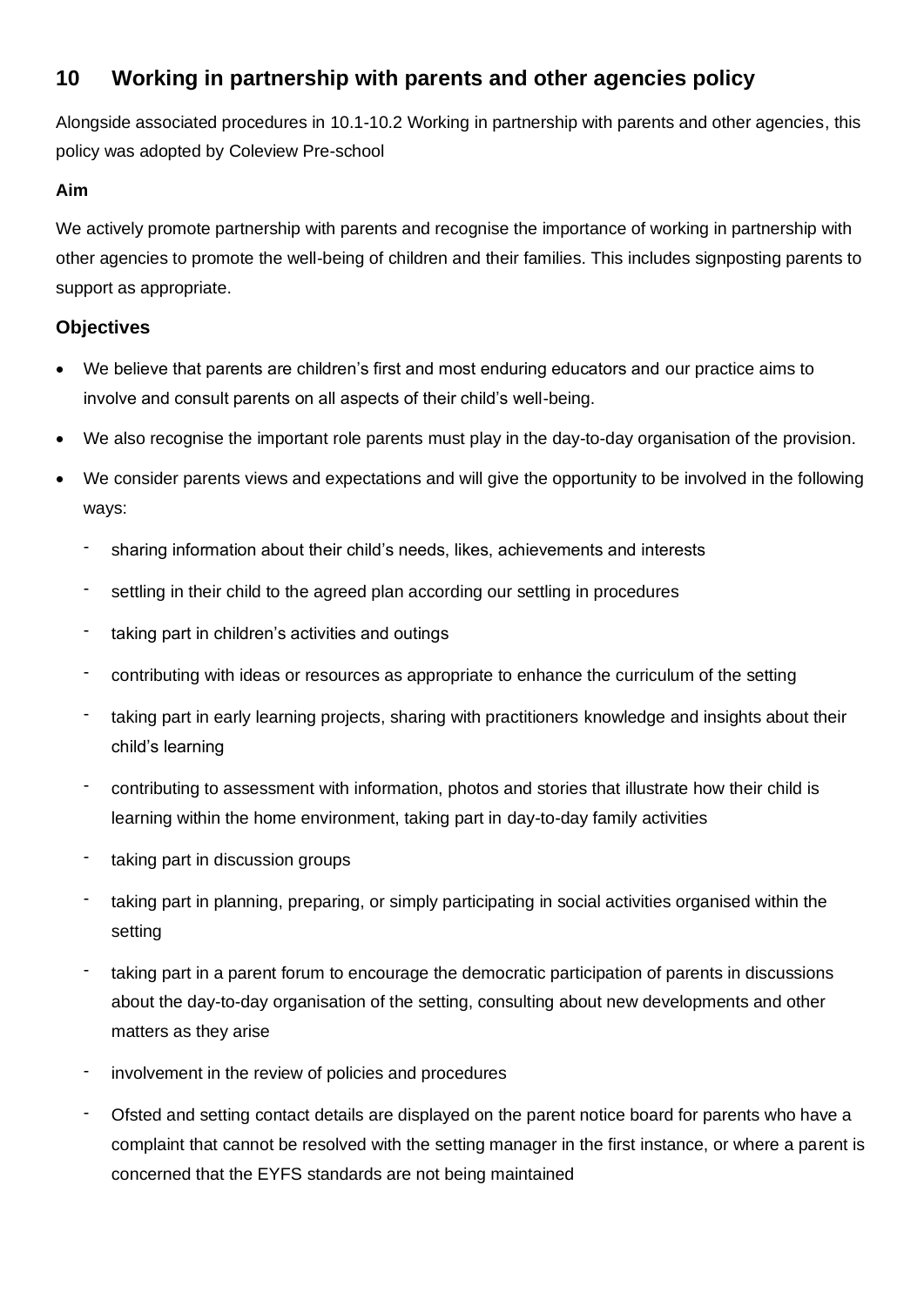## 10 Working in partnership with parents and other agencies policy

Alongside associated procedures in 10.1-10.2 Working in partnership with parents and other agencies, this policy was adopted by Coleview Pre-school

**Aim**

We actively promote partnership with parents and recognise the importance of working in partnership with other agencies to promote the well-being of children and their families. This includes signposting parents to support as appropriate.

### Objectives

- We believe that parents are children's first and most enduring educators and our practice aims to involve and consult parents on all aspects of their child's well-being.
- We also recognise the important role parents must play in the day-to-day organisation of the provision.
- We consider parents views and expectations and will give the opportunity to be involved in the following ways:
  - sharing information about their child's needs, likes, achievements and interests
  - settling in their child to the agreed plan according our settling in procedures
  - taking part in children's activities and outings
  - contributing with ideas or resources as appropriate to enhance the curriculum of the setting
  - taking part in early learning projects, sharing with practitioners knowledge and insights about their child's learning
  - contributing to assessment with information, photos and stories that illustrate how their child is learning within the home environment, taking part in day-to-day family activities
  - taking part in discussion groups
  - taking part in planning, preparing, or simply participating in social activities organised within the setting
  - taking part in a parent forum to encourage the democratic participation of parents in discussions about the day-to-day organisation of the setting, consulting about new developments and other matters as they arise
  - involvement in the review of policies and procedures
  - Ofsted and setting contact details are displayed on the parent notice board for parents who have a complaint that cannot be resolved with the setting manager in the first instance, or where a parent is concerned that the EYFS standards are not being maintained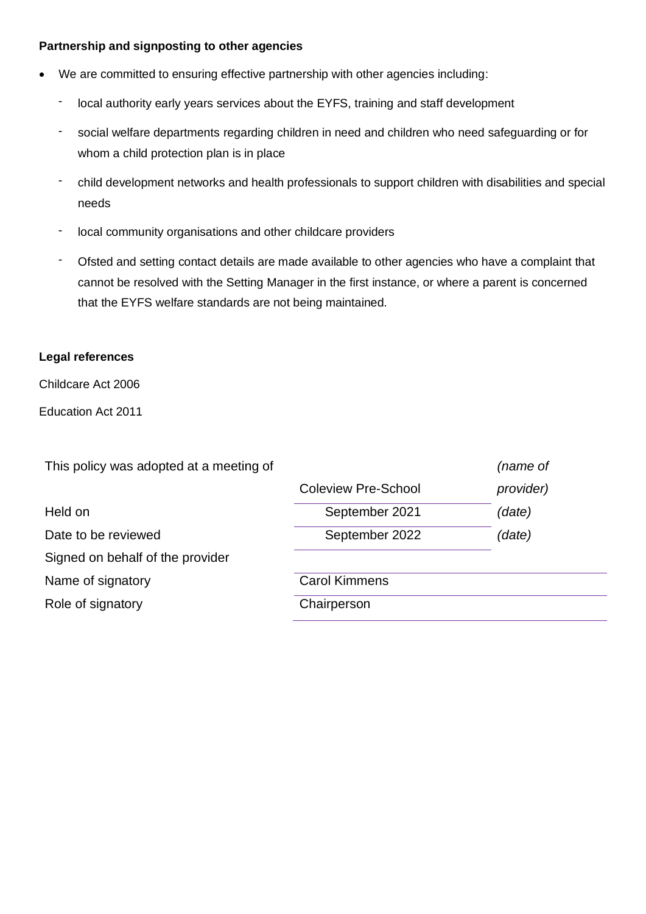**Partnership and signposting to other agencies**

- We are committed to ensuring effective partnership with other agencies including:
  - local authority early years services about the EYFS, training and staff development
  - social welfare departments regarding children in need and children who need safeguarding or for whom a child protection plan is in place
  - child development networks and health professionals to support children with disabilities and special needs
  - local community organisations and other childcare providers
  - Ofsted and setting contact details are made available to other agencies who have a complaint that cannot be resolved with the Setting Manager in the first instance, or where a parent is concerned that the EYFS welfare standards are not being maintained.

**Legal references**

Childcare Act 2006

Education Act 2011

| | | |
|---|---|---|
| This policy was adopted at a meeting of | Coleview Pre-School | *(name of provider)* |
| Held on | September 2021 | *(date)* |
| Date to be reviewed | September 2022 | *(date)* |
| Signed on behalf of the provider | | |
| Name of signatory | Carol Kimmens | |
| Role of signatory | Chairperson | |